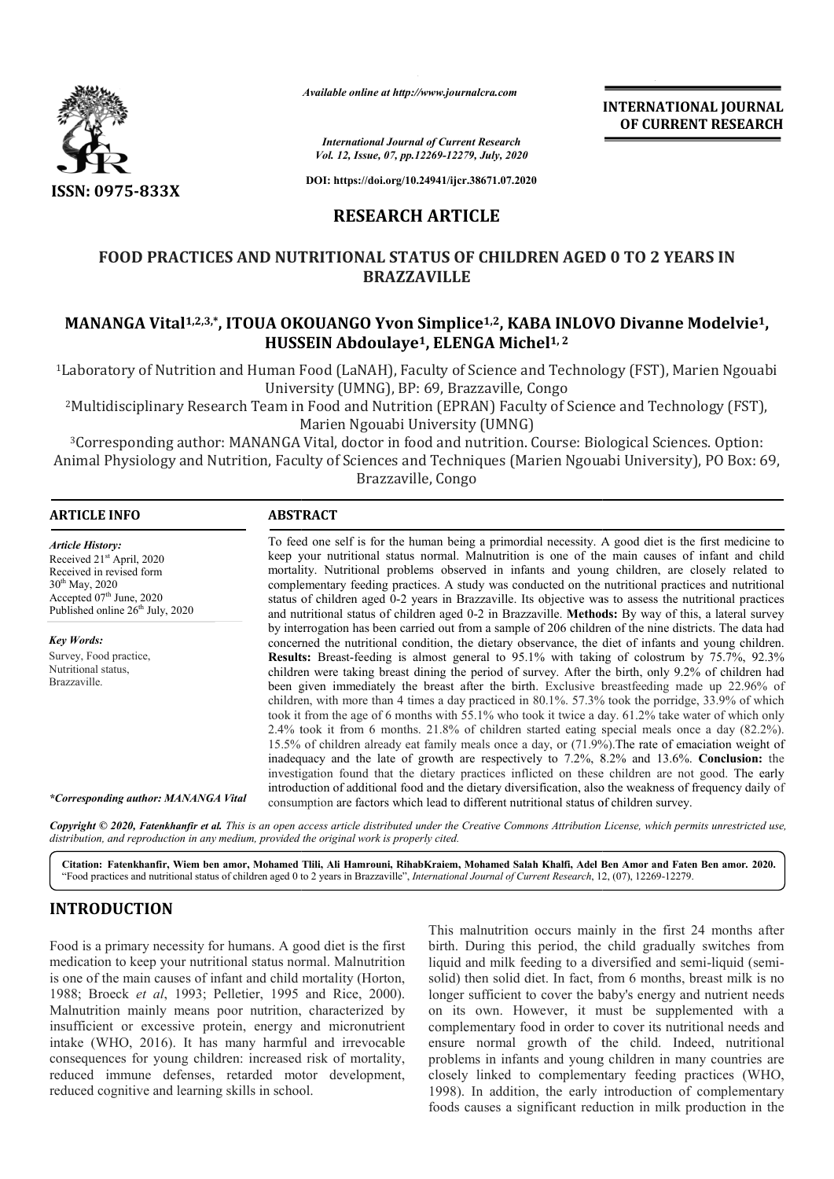*Available online at http://www.journalcra.com*

*International Journal of Current Research*
*Vol. 12, Issue, 07, pp.12269-12279, July, 2020*

**DOI: https://doi.org/10.24941/ijcr.38671.07.2020**

**ISSN: 0975-833X**

**INTERNATIONAL JOURNAL OF CURRENT RESEARCH**

# RESEARCH ARTICLE

## FOOD PRACTICES AND NUTRITIONAL STATUS OF CHILDREN AGED 0 TO 2 YEARS IN BRAZZAVILLE

**MANANGA Vital[1,2,3,*], ITOUA OKOUANGO Yvon Simplice[1,2], KABA INLOVO Divanne Modelvie[1], HUSSEIN Abdoulaye[1], ELENGA Michel[1, 2]**

[1]Laboratory of Nutrition and Human Food (LaNAH), Faculty of Science and Technology (FST), Marien Ngouabi University (UMNG), BP: 69, Brazzaville, Congo

[2]Multidisciplinary Research Team in Food and Nutrition (EPRAN) Faculty of Science and Technology (FST), Marien Ngouabi University (UMNG)

[3]Corresponding author: MANANGA Vital, doctor in food and nutrition. Course: Biological Sciences. Option: Animal Physiology and Nutrition, Faculty of Sciences and Techniques (Marien Ngouabi University), PO Box: 69, Brazzaville, Congo

### ARTICLE INFO

*Article History:*
Received 21[st] April, 2020
Received in revised form
30[th] May, 2020
Accepted 07[th] June, 2020
Published online 26[th] July, 2020

*Key Words:*
Survey, Food practice, Nutritional status, Brazzaville.

*\*Corresponding author: MANANGA Vital*

### ABSTRACT

To feed one self is for the human being a primordial necessity. A good diet is the first medicine to keep your nutritional status normal. Malnutrition is one of the main causes of infant and child mortality. Nutritional problems observed in infants and young children, are closely related to complementary feeding practices. A study was conducted on the nutritional practices and nutritional status of children aged 0-2 years in Brazzaville. Its objective was to assess the nutritional practices and nutritional status of children aged 0-2 in Brazzaville. **Methods:** By way of this, a lateral survey by interrogation has been carried out from a sample of 206 children of the nine districts. The data had concerned the nutritional condition, the dietary observance, the diet of infants and young children. **Results:** Breast-feeding is almost general to 95.1% with taking of colostrum by 75.7%, 92.3% children were taking breast dining the period of survey. After the birth, only 9.2% of children had been given immediately the breast after the birth. Exclusive breastfeeding made up 22.96% of children, with more than 4 times a day practiced in 80.1%. 57.3% took the porridge, 33.9% of which took it from the age of 6 months with 55.1% who took it twice a day. 61.2% take water of which only 2.4% took it from 6 months. 21.8% of children started eating special meals once a day (82.2%). 15.5% of children already eat family meals once a day, or (71.9%).The rate of emaciation weight of inadequacy and the late of growth are respectively to 7.2%, 8.2% and 13.6%. **Conclusion:** the investigation found that the dietary practices inflicted on these children are not good. The early introduction of additional food and the dietary diversification, also the weakness of frequency daily of consumption are factors which lead to different nutritional status of children survey.

*Copyright © 2020, Fatenkhanfir et al. This is an open access article distributed under the Creative Commons Attribution License, which permits unrestricted use, distribution, and reproduction in any medium, provided the original work is properly cited.*

**Citation: Fatenkhanfir, Wiem ben amor, Mohamed Tlili, Ali Hamrouni, RihabKraiem, Mohamed Salah Khalfi, Adel Ben Amor and Faten Ben amor. 2020.** "Food practices and nutritional status of children aged 0 to 2 years in Brazzaville", *International Journal of Current Research*, 12, (07), 12269-12279.

## INTRODUCTION

Food is a primary necessity for humans. A good diet is the first medication to keep your nutritional status normal. Malnutrition is one of the main causes of infant and child mortality (Horton, 1988; Broeck *et al*, 1993; Pelletier, 1995 and Rice, 2000). Malnutrition mainly means poor nutrition, characterized by insufficient or excessive protein, energy and micronutrient intake (WHO, 2016). It has many harmful and irrevocable consequences for young children: increased risk of mortality, reduced immune defenses, retarded motor development, reduced cognitive and learning skills in school.

This malnutrition occurs mainly in the first 24 months after birth. During this period, the child gradually switches from liquid and milk feeding to a diversified and semi-liquid (semi-solid) then solid diet. In fact, from 6 months, breast milk is no longer sufficient to cover the baby's energy and nutrient needs on its own. However, it must be supplemented with a complementary food in order to cover its nutritional needs and ensure normal growth of the child. Indeed, nutritional problems in infants and young children in many countries are closely linked to complementary feeding practices (WHO, 1998). In addition, the early introduction of complementary foods causes a significant reduction in milk production in the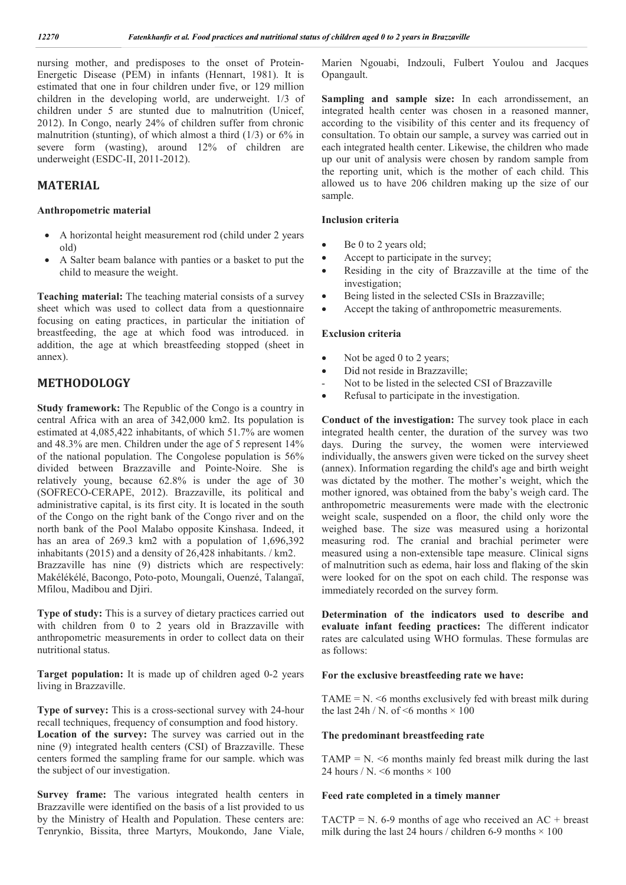nursing mother, and predisposes to the onset of Protein-Energetic Disease (PEM) in infants (Hennart, 1981). It is estimated that one in four children under five, or 129 million children in the developing world, are underweight. 1/3 of children under 5 are stunted due to malnutrition (Unicef, 2012). In Congo, nearly 24% of children suffer from chronic malnutrition (stunting), of which almost a third (1/3) or 6% in severe form (wasting), around 12% of children are underweight (ESDC-II, 2011-2012).

## MATERIAL

### Anthropometric material

- A horizontal height measurement rod (child under 2 years old)
- A Salter beam balance with panties or a basket to put the child to measure the weight.

**Teaching material:** The teaching material consists of a survey sheet which was used to collect data from a questionnaire focusing on eating practices, in particular the initiation of breastfeeding, the age at which food was introduced. in addition, the age at which breastfeeding stopped (sheet in annex).

## METHODOLOGY

**Study framework:** The Republic of the Congo is a country in central Africa with an area of 342,000 km2. Its population is estimated at 4,085,422 inhabitants, of which 51.7% are women and 48.3% are men. Children under the age of 5 represent 14% of the national population. The Congolese population is 56% divided between Brazzaville and Pointe-Noire. She is relatively young, because 62.8% is under the age of 30 (SOFRECO-CERAPE, 2012). Brazzaville, its political and administrative capital, is its first city. It is located in the south of the Congo on the right bank of the Congo river and on the north bank of the Pool Malabo opposite Kinshasa. Indeed, it has an area of 269.3 km2 with a population of 1,696,392 inhabitants (2015) and a density of 26,428 inhabitants. / km2. Brazzaville has nine (9) districts which are respectively: Makélékélé, Bacongo, Poto-poto, Moungali, Ouenzé, Talangaï, Mfilou, Madibou and Djiri.

**Type of study:** This is a survey of dietary practices carried out with children from 0 to 2 years old in Brazzaville with anthropometric measurements in order to collect data on their nutritional status.

**Target population:** It is made up of children aged 0-2 years living in Brazzaville.

**Type of survey:** This is a cross-sectional survey with 24-hour recall techniques, frequency of consumption and food history.

**Location of the survey:** The survey was carried out in the nine (9) integrated health centers (CSI) of Brazzaville. These centers formed the sampling frame for our sample. which was the subject of our investigation.

**Survey frame:** The various integrated health centers in Brazzaville were identified on the basis of a list provided to us by the Ministry of Health and Population. These centers are: Tenrynkio, Bissita, three Martyrs, Moukondo, Jane Viale, Marien Ngouabi, Indzouli, Fulbert Youlou and Jacques Opangault.

**Sampling and sample size:** In each arrondissement, an integrated health center was chosen in a reasoned manner, according to the visibility of this center and its frequency of consultation. To obtain our sample, a survey was carried out in each integrated health center. Likewise, the children who made up our unit of analysis were chosen by random sample from the reporting unit, which is the mother of each child. This allowed us to have 206 children making up the size of our sample.

### Inclusion criteria

- Be 0 to 2 years old;
- Accept to participate in the survey;
- Residing in the city of Brazzaville at the time of the investigation;
- Being listed in the selected CSIs in Brazzaville;
- Accept the taking of anthropometric measurements.

### Exclusion criteria

- Not be aged 0 to 2 years;
- Did not reside in Brazzaville;
- Not to be listed in the selected CSI of Brazzaville
- Refusal to participate in the investigation.

**Conduct of the investigation:** The survey took place in each integrated health center, the duration of the survey was two days. During the survey, the women were interviewed individually, the answers given were ticked on the survey sheet (annex). Information regarding the child's age and birth weight was dictated by the mother. The mother's weight, which the mother ignored, was obtained from the baby's weigh card. The anthropometric measurements were made with the electronic weight scale, suspended on a floor, the child only wore the weighed base. The size was measured using a horizontal measuring rod. The cranial and brachial perimeter were measured using a non-extensible tape measure. Clinical signs of malnutrition such as edema, hair loss and flaking of the skin were looked for on the spot on each child. The response was immediately recorded on the survey form.

**Determination of the indicators used to describe and evaluate infant feeding practices:** The different indicator rates are calculated using WHO formulas. These formulas are as follows:

### For the exclusive breastfeeding rate we have:

TAME = N. <6 months exclusively fed with breast milk during the last 24h / N. of <6 months × 100

### The predominant breastfeeding rate

TAMP = N. <6 months mainly fed breast milk during the last 24 hours / N. <6 months × 100

### Feed rate completed in a timely manner

TACTP = N. 6-9 months of age who received an AC + breast milk during the last 24 hours / children 6-9 months × 100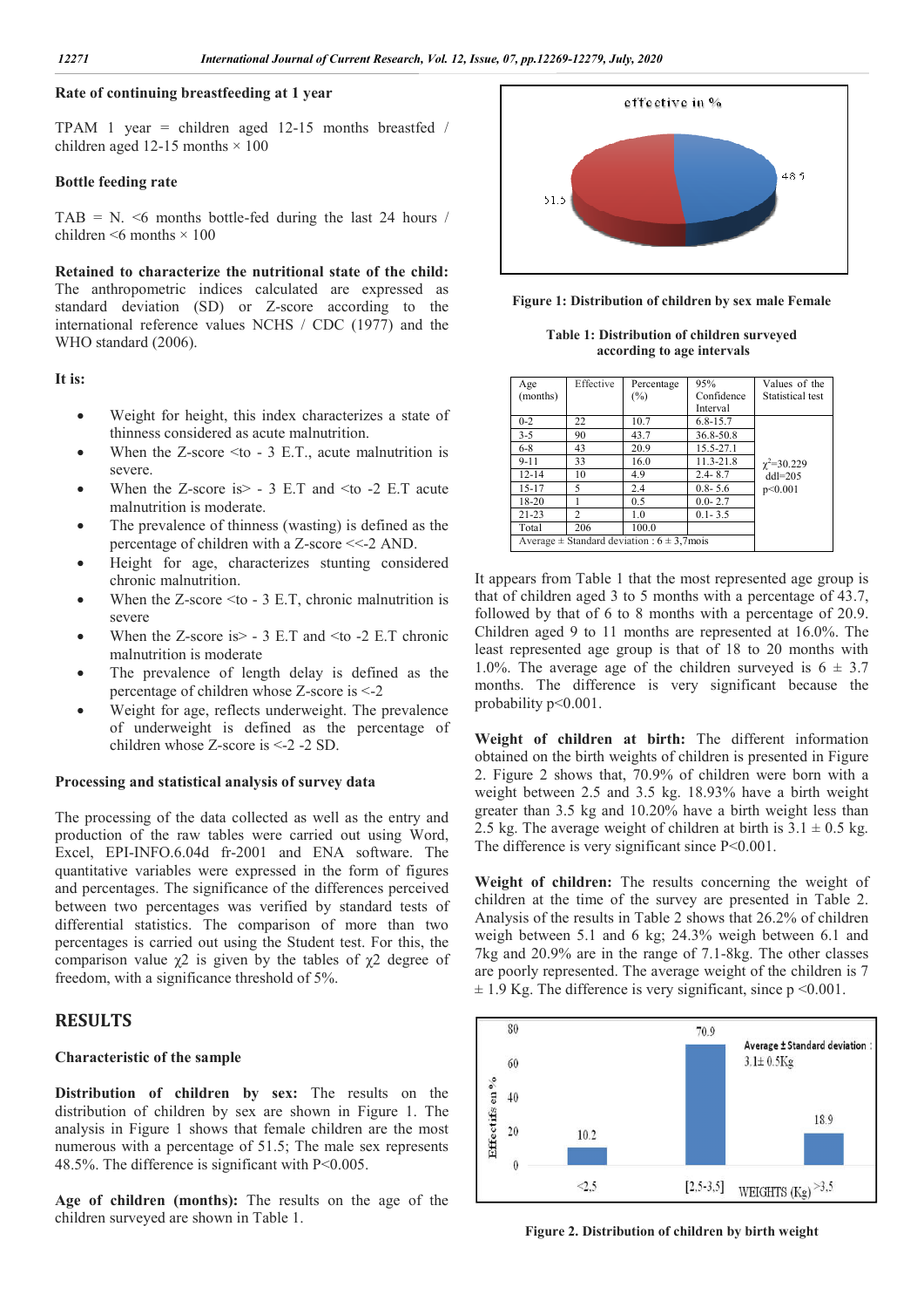### Rate of continuing breastfeeding at 1 year

TPAM 1 year = children aged 12-15 months breastfed / children aged 12-15 months × 100

### Bottle feeding rate

TAB = N. <6 months bottle-fed during the last 24 hours / children <6 months × 100

**Retained to characterize the nutritional state of the child:** The anthropometric indices calculated are expressed as standard deviation (SD) or Z-score according to the international reference values NCHS / CDC (1977) and the WHO standard (2006).

### It is:

- Weight for height, this index characterizes a state of thinness considered as acute malnutrition.
- When the Z-score <to - 3 E.T., acute malnutrition is severe.
- When the Z-score is> - 3 E.T and <to -2 E.T acute malnutrition is moderate.
- The prevalence of thinness (wasting) is defined as the percentage of children with a Z-score <<-2 AND.
- Height for age, characterizes stunting considered chronic malnutrition.
- When the Z-score <to - 3 E.T, chronic malnutrition is severe
- When the Z-score is> - 3 E.T and <to -2 E.T chronic malnutrition is moderate
- The prevalence of length delay is defined as the percentage of children whose Z-score is <-2
- Weight for age, reflects underweight. The prevalence of underweight is defined as the percentage of children whose Z-score is <-2 -2 SD.

### Processing and statistical analysis of survey data

The processing of the data collected as well as the entry and production of the raw tables were carried out using Word, Excel, EPI-INFO.6.04d fr-2001 and ENA software. The quantitative variables were expressed in the form of figures and percentages. The significance of the differences perceived between two percentages was verified by standard tests of differential statistics. The comparison of more than two percentages is carried out using the Student test. For this, the comparison value $\chi2$ is given by the tables of $\chi2$ degree of freedom, with a significance threshold of 5%.

## RESULTS

### Characteristic of the sample

**Distribution of children by sex:** The results on the distribution of children by sex are shown in Figure 1. The analysis in Figure 1 shows that female children are the most numerous with a percentage of 51.5; The male sex represents 48.5%. The difference is significant with P<0.005.

**Age of children (months):** The results on the age of the children surveyed are shown in Table 1.

effective in %

51.5

48.5

**Figure 1: Distribution of children by sex male Female**

**Table 1: Distribution of children surveyed according to age intervals**

| Age (months) | Effective | Percentage (%) | 95% Confidence Interval | Values of the Statistical test |
|---|---|---|---|---|
| 0-2 | 22 | 10.7 | 6.8-15.7 | $\chi^2$=30.229 ddl=205 p<0.001 |
| 3-5 | 90 | 43.7 | 36.8-50.8 | |
| 6-8 | 43 | 20.9 | 15.5-27.1 | |
| 9-11 | 33 | 16.0 | 11.3-21.8 | |
| 12-14 | 10 | 4.9 | 2.4- 8.7 | |
| 15-17 | 5 | 2.4 | 0.8- 5.6 | |
| 18-20 | 1 | 0.5 | 0.0- 2.7 | |
| 21-23 | 2 | 1.0 | 0.1- 3.5 | |
| Total | 206 | 100.0 | | |
| Average ± Standard deviation : 6 ± 3,7mois | | | | |

It appears from Table 1 that the most represented age group is that of children aged 3 to 5 months with a percentage of 43.7, followed by that of 6 to 8 months with a percentage of 20.9. Children aged 9 to 11 months are represented at 16.0%. The least represented age group is that of 18 to 20 months with 1.0%. The average age of the children surveyed is 6 ± 3.7 months. The difference is very significant because the probability p<0.001.

**Weight of children at birth:** The different information obtained on the birth weights of children is presented in Figure 2. Figure 2 shows that, 70.9% of children were born with a weight between 2.5 and 3.5 kg. 18.93% have a birth weight greater than 3.5 kg and 10.20% have a birth weight less than 2.5 kg. The average weight of children at birth is 3.1 ± 0.5 kg. The difference is very significant since P<0.001.

**Weight of children:** The results concerning the weight of children at the time of the survey are presented in Table 2. Analysis of the results in Table 2 shows that 26.2% of children weigh between 5.1 and 6 kg; 24.3% weigh between 6.1 and 7kg and 20.9% are in the range of 7.1-8kg. The other classes are poorly represented. The average weight of the children is 7 ± 1.9 Kg. The difference is very significant, since p <0.001.

Effectifs en %

Average ± Standard deviation : 3.1± 0.5Kg

| WEIGHTS (Kg) | <2.5 | [2.5-3.5] | >3.5 |
|---|---|---|---|
| Effectifs en % | 10.2 | 70.9 | 18.9 |

**Figure 2. Distribution of children by birth weight**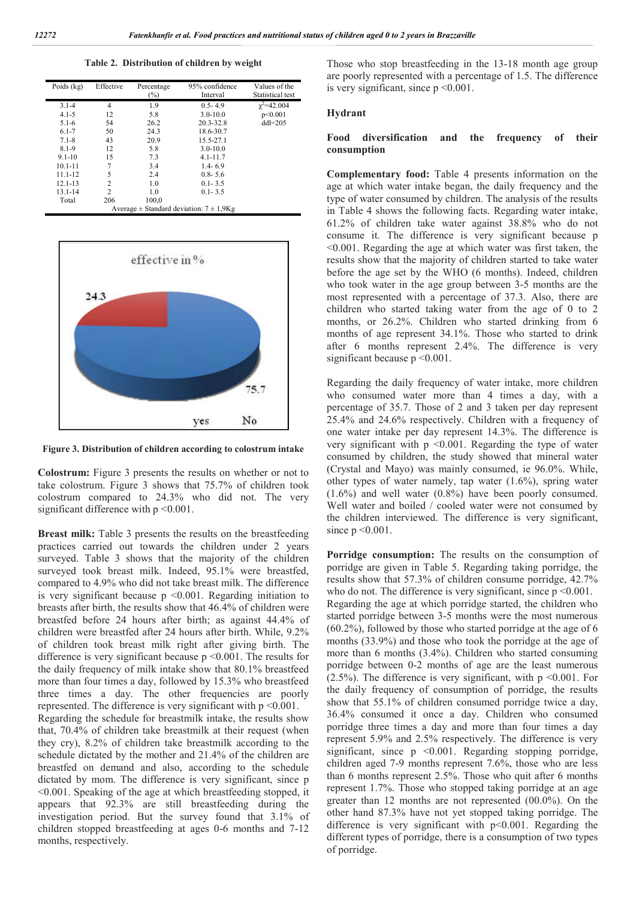**Table 2. Distribution of children by weight**

| Poids (kg) | Effective | Percentage (%) | 95% confidence Interval | Values of the Statistical test |
|---|---|---|---|---|
| 3.1-4 | 4 | 1.9 | 0.5- 4.9 | $\chi^2$=42.004 |
| 4.1-5 | 12 | 5.8 | 3.0-10.0 | p<0.001 |
| 5.1-6 | 54 | 26.2 | 20.3-32.8 | ddl=205 |
| 6.1-7 | 50 | 24.3 | 18.6-30.7 | |
| 7.1-8 | 43 | 20.9 | 15.5-27.1 | |
| 8.1-9 | 12 | 5.8 | 3.0-10.0 | |
| 9.1-10 | 15 | 7.3 | 4.1-11.7 | |
| 10.1-11 | 7 | 3.4 | 1.4- 6.9 | |
| 11.1-12 | 5 | 2.4 | 0.8- 5.6 | |
| 12.1-13 | 2 | 1.0 | 0.1- 3.5 | |
| 13.1-14 | 2 | 1.0 | 0.1- 3.5 | |
| Total | 206 | 100,0 | | |
| Average ± Standard deviation: 7 ± 1,9Kg | | | | |

**Figure 3. Distribution of children according to colostrum intake**

**Colostrum:** Figure 3 presents the results on whether or not to take colostrum. Figure 3 shows that 75.7% of children took colostrum compared to 24.3% who did not. The very significant difference with p <0.001.

**Breast milk:** Table 3 presents the results on the breastfeeding practices carried out towards the children under 2 years surveyed. Table 3 shows that the majority of children surveyed took breast milk. Indeed, 95.1% were breastfed, compared to 4.9% who did not take breast milk. The difference is very significant because p <0.001. Regarding initiation to breasts after birth, the results show that 46.4% of children were breastfed before 24 hours after birth; as against 44.4% of children were breastfed after 24 hours after birth. While, 9.2% of children took breast milk right after giving birth. The difference is very significant because p <0.001. The results for the daily frequency of milk intake show that 80.1% breastfeed more than four times a day, followed by 15.3% who breastfeed three times a day. The other frequencies are poorly represented. The difference is very significant with p <0.001.
Regarding the schedule for breastmilk intake, the results show that, 70.4% of children take breastmilk at their request (when they cry), 8.2% of children take breastmilk according to the schedule dictated by the mother and 21.4% of the children are breastfed on demand and also, according to the schedule dictated by mom. The difference is very significant, since p <0.001. Speaking of the age at which breastfeeding stopped, it appears that 92.3% are still breastfeeding during the investigation period. But the survey found that 3.1% of children stopped breastfeeding at ages 0-6 months and 7-12 months, respectively. Those who stop breastfeeding in the 13-18 month age group are poorly represented with a percentage of 1.5. The difference is very significant, since p <0.001.

**Hydrant**

**Food diversification and the frequency of their consumption**

**Complementary food:** Table 4 presents information on the age at which water intake began, the daily frequency and the type of water consumed by children. The analysis of the results in Table 4 shows the following facts. Regarding water intake, 61.2% of children take water against 38.8% who do not consume it. The difference is very significant because p <0.001. Regarding the age at which water was first taken, the results show that the majority of children started to take water before the age set by the WHO (6 months). Indeed, children who took water in the age group between 3-5 months are the most represented with a percentage of 37.3. Also, there are children who started taking water from the age of 0 to 2 months, or 26.2%. Children who started drinking from 6 months of age represent 34.1%. Those who started to drink after 6 months represent 2.4%. The difference is very significant because p <0.001.

Regarding the daily frequency of water intake, more children who consumed water more than 4 times a day, with a percentage of 35.7. Those of 2 and 3 taken per day represent 25.4% and 24.6% respectively. Children with a frequency of one water intake per day represent 14.3%. The difference is very significant with p <0.001. Regarding the type of water consumed by children, the study showed that mineral water (Crystal and Mayo) was mainly consumed, ie 96.0%. While, other types of water namely, tap water (1.6%), spring water (1.6%) and well water (0.8%) have been poorly consumed. Well water and boiled / cooled water were not consumed by the children interviewed. The difference is very significant, since p <0.001.

**Porridge consumption:** The results on the consumption of porridge are given in Table 5. Regarding taking porridge, the results show that 57.3% of children consume porridge, 42.7% who do not. The difference is very significant, since p <0.001.
Regarding the age at which porridge started, the children who started porridge between 3-5 months were the most numerous (60.2%), followed by those who started porridge at the age of 6 months (33.9%) and those who took the porridge at the age of more than 6 months (3.4%). Children who started consuming porridge between 0-2 months of age are the least numerous (2.5%). The difference is very significant, with p <0.001. For the daily frequency of consumption of porridge, the results show that 55.1% of children consumed porridge twice a day, 36.4% consumed it once a day. Children who consumed porridge three times a day and more than four times a day represent 5.9% and 2.5% respectively. The difference is very significant, since p <0.001. Regarding stopping porridge, children aged 7-9 months represent 7.6%, those who are less than 6 months represent 2.5%. Those who quit after 6 months represent 1.7%. Those who stopped taking porridge at an age greater than 12 months are not represented (00.0%). On the other hand 87.3% have not yet stopped taking porridge. The difference is very significant with p<0.001. Regarding the different types of porridge, there is a consumption of two types of porridge.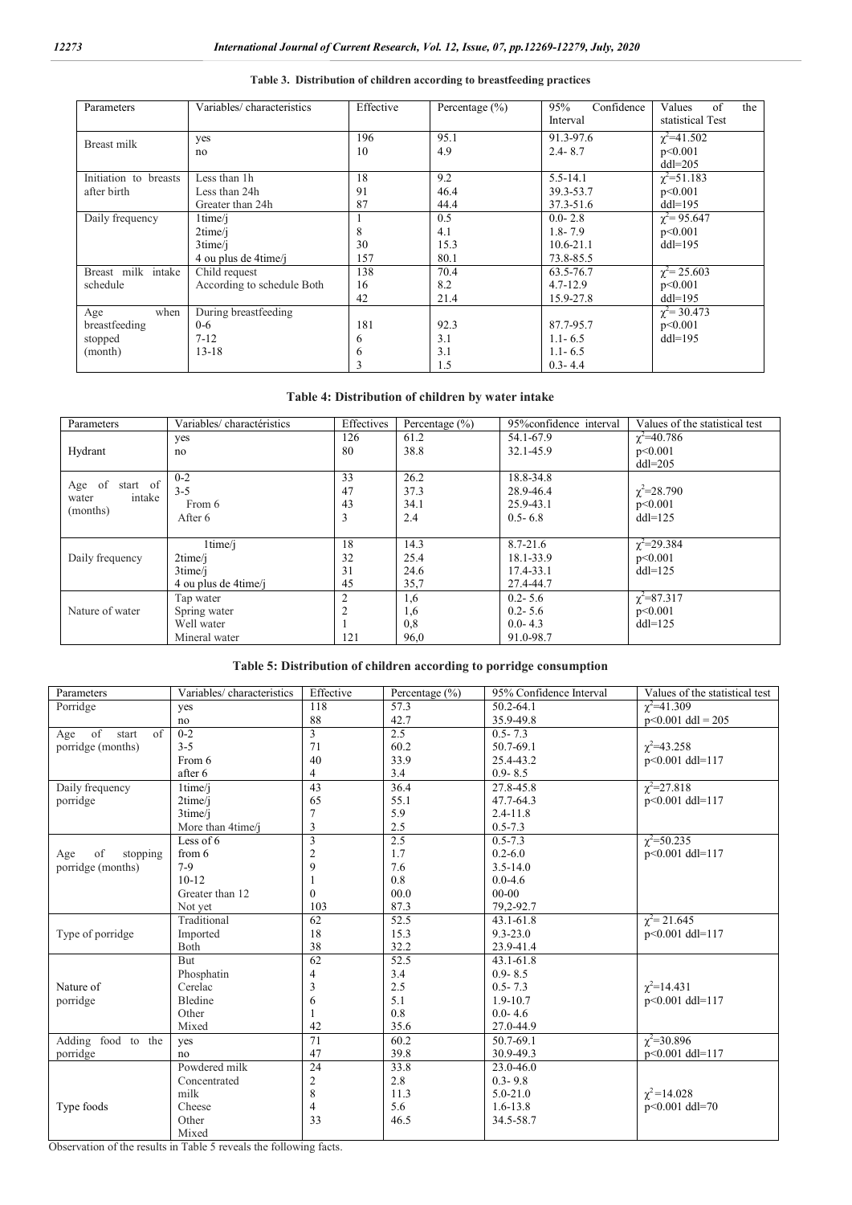**Table 3. Distribution of children according to breastfeeding practices**

| Parameters | Variables/ characteristics | Effective | Percentage (%) | 95% Confidence Interval | Values of the statistical Test |
|---|---|---|---|---|---|
| Breast milk | yes<br>no | 196<br>10 | 95.1<br>4.9 | 91.3-97.6<br>2.4- 8.7 | $\chi^2$=41.502<br>p<0.001<br>ddl=205 |
| Initiation to breasts after birth | Less than 1h<br>Less than 24h<br>Greater than 24h | 18<br>91<br>87 | 9.2<br>46.4<br>44.4 | 5.5-14.1<br>39.3-53.7<br>37.3-51.6 | $\chi^2$=51.183<br>p<0.001<br>ddl=195 |
| Daily frequency | 1time/j<br>2time/j<br>3time/j<br>4 ou plus de 4time/j | 1<br>8<br>30<br>157 | 0.5<br>4.1<br>15.3<br>80.1 | 0.0- 2.8<br>1.8- 7.9<br>10.6-21.1<br>73.8-85.5 | $\chi^2$= 95.647<br>p<0.001<br>ddl=195 |
| Breast milk intake schedule | Child request<br>According to schedule Both | 138<br>16<br>42 | 70.4<br>8.2<br>21.4 | 63.5-76.7<br>4.7-12.9<br>15.9-27.8 | $\chi^2$= 25.603<br>p<0.001<br>ddl=195 |
| Age when breastfeeding stopped (month) | During breastfeeding<br>0-6<br>7-12<br>13-18 | 181<br>6<br>6<br>3 | 92.3<br>3.1<br>3.1<br>1.5 | 87.7-95.7<br>1.1- 6.5<br>1.1- 6.5<br>0.3- 4.4 | $\chi^2$= 30.473<br>p<0.001<br>ddl=195 |

**Table 4: Distribution of children by water intake**

| Parameters | Variables/ charactéristics | Effectives | Percentage (%) | 95%confidence interval | Values of the statistical test |
|---|---|---|---|---|---|
| Hydrant | yes<br>no | 126<br>80 | 61.2<br>38.8 | 54.1-67.9<br>32.1-45.9 | $\chi^2$=40.786<br>p<0.001<br>ddl=205 |
| Age of start of water intake (months) | 0-2<br>3-5<br>From 6<br>After 6 | 33<br>47<br>43<br>3 | 26.2<br>37.3<br>34.1<br>2.4 | 18.8-34.8<br>28.9-46.4<br>25.9-43.1<br>0.5- 6.8 | $\chi^2$=28.790<br>p<0.001<br>ddl=125 |
| Daily frequency | 1time/j<br>2time/j<br>3time/j<br>4 ou plus de 4time/j | 18<br>32<br>31<br>45 | 14.3<br>25.4<br>24.6<br>35,7 | 8.7-21.6<br>18.1-33.9<br>17.4-33.1<br>27.4-44.7 | $\chi^2$=29.384<br>p<0.001<br>ddl=125 |
| Nature of water | Tap water<br>Spring water<br>Well water<br>Mineral water | 2<br>2<br>1<br>121 | 1,6<br>1,6<br>0,8<br>96,0 | 0.2- 5.6<br>0.2- 5.6<br>0.0- 4.3<br>91.0-98.7 | $\chi^2$=87.317<br>p<0.001<br>ddl=125 |

**Table 5: Distribution of children according to porridge consumption**

| Parameters | Variables/ characteristics | Effective | Percentage (%) | 95% Confidence Interval | Values of the statistical test |
|---|---|---|---|---|---|
| Porridge | yes<br>no | 118<br>88 | 57.3<br>42.7 | 50.2-64.1<br>35.9-49.8 | $\chi^2$=41.309<br>p<0.001 ddl = 205 |
| Age of start of porridge (months) | 0-2<br>3-5<br>From 6<br>after 6 | 3<br>71<br>40<br>4 | 2.5<br>60.2<br>33.9<br>3.4 | 0.5- 7.3<br>50.7-69.1<br>25.4-43.2<br>0.9- 8.5 | $\chi^2$=43.258<br>p<0.001 ddl=117 |
| Daily frequency porridge | 1time/j<br>2time/j<br>3time/j<br>More than 4time/j | 43<br>65<br>7<br>3 | 36.4<br>55.1<br>5.9<br>2.5 | 27.8-45.8<br>47.7-64.3<br>2.4-11.8<br>0.5-7.3 | $\chi^2$=27.818<br>p<0.001 ddl=117 |
| Age of stopping porridge (months) | Less of 6<br>from 6<br>7-9<br>10-12<br>Greater than 12<br>Not yet | 3<br>2<br>9<br>1<br>0<br>103 | 2.5<br>1.7<br>7.6<br>0.8<br>00.0<br>87.3 | 0.5-7.3<br>0.2-6.0<br>3.5-14.0<br>0.0-4.6<br>00-00<br>79,2-92.7 | $\chi^2$=50.235<br>p<0.001 ddl=117 |
| Type of porridge | Traditional<br>Imported<br>Both | 62<br>18<br>38 | 52.5<br>15.3<br>32.2 | 43.1-61.8<br>9.3-23.0<br>23.9-41.4 | $\chi^2$= 21.645<br>p<0.001 ddl=117 |
| Nature of porridge | But<br>Phosphatin<br>Cerelac<br>Bledine<br>Other<br>Mixed | 62<br>4<br>3<br>6<br>1<br>42 | 52.5<br>3.4<br>2.5<br>5.1<br>0.8<br>35.6 | 43.1-61.8<br>0.9- 8.5<br>0.5- 7.3<br>1.9-10.7<br>0.0- 4.6<br>27.0-44.9 | $\chi^2$=14.431<br>p<0.001 ddl=117 |
| Adding food to the porridge | yes<br>no | 71<br>47 | 60.2<br>39.8 | 50.7-69.1<br>30.9-49.3 | $\chi^2$=30.896<br>p<0.001 ddl=117 |
| Type foods | Powdered milk<br>Concentrated<br>milk<br>Cheese<br>Other<br>Mixed | 24<br>2<br>8<br>4<br>33 | 33.8<br>2.8<br>11.3<br>5.6<br>46.5 | 23.0-46.0<br>0.3- 9.8<br>5.0-21.0<br>1.6-13.8<br>34.5-58.7 | $\chi^2$=14.028<br>p<0.001 ddl=70 |

Observation of the results in Table 5 reveals the following facts.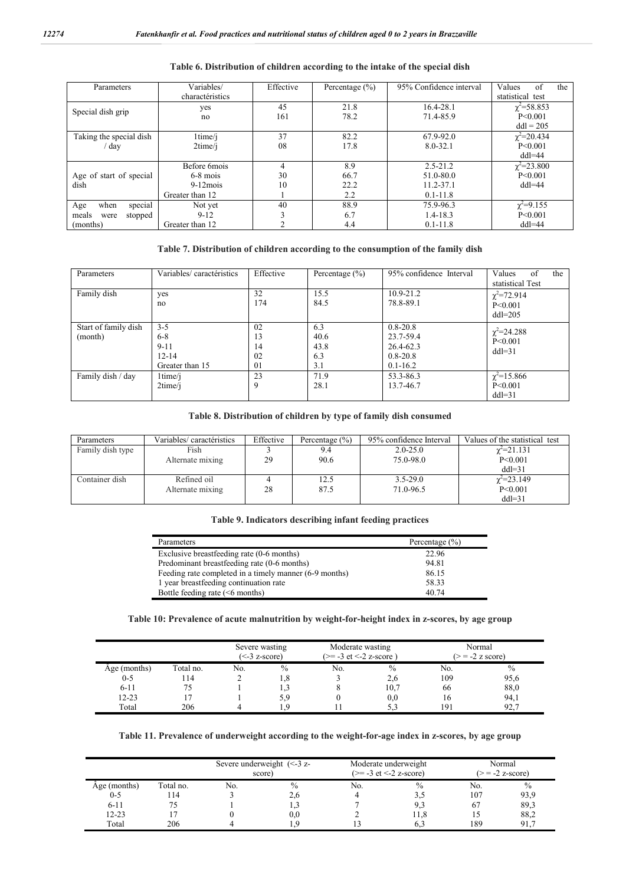**Table 6. Distribution of children according to the intake of the special dish**

| Parameters | Variables/ charactéristics | Effective | Percentage (%) | 95% Confidence interval | Values of the statistical test |
|---|---|---|---|---|---|
| Special dish grip | yes<br>no | 45<br>161 | 21.8<br>78.2 | 16.4-28.1<br>71.4-85.9 | $\chi^2$=58.853<br>P<0.001<br>ddl = 205 |
| Taking the special dish / day | 1time/j<br>2time/j | 37<br>08 | 82.2<br>17.8 | 67.9-92.0<br>8.0-32.1 | $\chi^2$=20.434<br>P<0.001<br>ddl=44 |
| Age of start of special dish | Before 6mois<br>6-8 mois<br>9-12mois<br>Greater than 12 | 4<br>30<br>10<br>1 | 8.9<br>66.7<br>22.2<br>2.2 | 2.5-21.2<br>51.0-80.0<br>11.2-37.1<br>0.1-11.8 | $\chi^2$=23.800<br>P<0.001<br>ddl=44 |
| Age when special meals were stopped (months) | Not yet<br>9-12<br>Greater than 12 | 40<br>3<br>2 | 88.9<br>6.7<br>4.4 | 75.9-96.3<br>1.4-18.3<br>0.1-11.8 | $\chi^2$=9.155<br>P<0.001<br>ddl=44 |

**Table 7. Distribution of children according to the consumption of the family dish**

| Parameters | Variables/ caractéristics | Effective | Percentage (%) | 95% confidence Interval | Values of the statistical Test |
|---|---|---|---|---|---|
| Family dish | yes<br>no | 32<br>174 | 15.5<br>84.5 | 10.9-21.2<br>78.8-89.1 | $\chi^2$=72.914<br>P<0.001<br>ddl=205 |
| Start of family dish (month) | 3-5<br>6-8<br>9-11<br>12-14<br>Greater than 15 | 02<br>13<br>14<br>02<br>01 | 6.3<br>40.6<br>43.8<br>6.3<br>3.1 | 0.8-20.8<br>23.7-59.4<br>26.4-62.3<br>0.8-20.8<br>0.1-16.2 | $\chi^2$=24.288<br>P<0.001<br>ddl=31 |
| Family dish / day | 1time/j<br>2time/j | 23<br>9 | 71.9<br>28.1 | 53.3-86.3<br>13.7-46.7 | $\chi^2$=15.866<br>P<0.001<br>ddl=31 |

**Table 8. Distribution of children by type of family dish consumed**

| Parameters | Variables/ caractéristics | Effective | Percentage (%) | 95% confidence Interval | Values of the statistical test |
|---|---|---|---|---|---|
| Family dish type | Fish<br>Alternate mixing | 3<br>29 | 9.4<br>90.6 | 2.0-25.0<br>75.0-98.0 | $\chi^2$=21.131<br>P<0.001<br>ddl=31 |
| Container dish | Refined oil<br>Alternate mixing | 4<br>28 | 12.5<br>87.5 | 3.5-29.0<br>71.0-96.5 | $\chi^2$=23.149<br>P<0.001<br>ddl=31 |

**Table 9. Indicators describing infant feeding practices**

| Parameters | Percentage (%) |
|---|---|
| Exclusive breastfeeding rate (0-6 months) | 22.96 |
| Predominant breastfeeding rate (0-6 months) | 94.81 |
| Feeding rate completed in a timely manner (6-9 months) | 86.15 |
| 1 year breastfeeding continuation rate | 58.33 |
| Bottle feeding rate (<6 months) | 40.74 |

**Table 10: Prevalence of acute malnutrition by weight-for-height index in z-scores, by age group**

| | | Severe wasting (<-3 z-score) | | Moderate wasting (>= -3 et <-2 z-score ) | | Normal (> = -2 z score) | |
|---|---|---|---|---|---|---|---|
| Âge (months) | Total no. | No. | % | No. | % | No. | % |
| 0-5 | 114 | 2 | 1,8 | 3 | 2,6 | 109 | 95,6 |
| 6-11 | 75 | 1 | 1,3 | 8 | 10,7 | 66 | 88,0 |
| 12-23 | 17 | 1 | 5,9 | 0 | 0,0 | 16 | 94,1 |
| Total | 206 | 4 | 1,9 | 11 | 5,3 | 191 | 92,7 |

**Table 11. Prevalence of underweight according to the weight-for-age index in z-scores, by age group**

| | | Severe underweight (<-3 z-score) | | Moderate underweight (>= -3 et <-2 z-score) | | Normal (> = -2 z-score) | |
|---|---|---|---|---|---|---|---|
| Âge (months) | Total no. | No. | % | No. | % | No. | % |
| 0-5 | 114 | 3 | 2,6 | 4 | 3,5 | 107 | 93,9 |
| 6-11 | 75 | 1 | 1,3 | 7 | 9,3 | 67 | 89,3 |
| 12-23 | 17 | 0 | 0,0 | 2 | 11,8 | 15 | 88,2 |
| Total | 206 | 4 | 1,9 | 13 | 6,3 | 189 | 91,7 |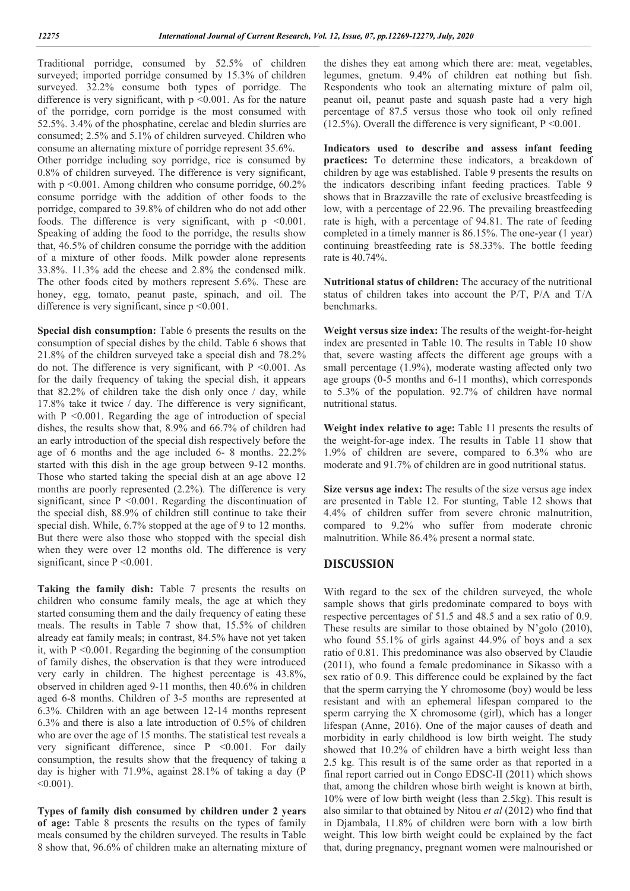Traditional porridge, consumed by 52.5% of children surveyed; imported porridge consumed by 15.3% of children surveyed. 32.2% consume both types of porridge. The difference is very significant, with $p < 0.001$. As for the nature of the porridge, corn porridge is the most consumed with 52.5%. 3.4% of the phosphatine, cerelac and bledin slurries are consumed; 2.5% and 5.1% of children surveyed. Children who consume an alternating mixture of porridge represent 35.6%.

Other porridge including soy porridge, rice is consumed by 0.8% of children surveyed. The difference is very significant, with $p < 0.001$. Among children who consume porridge, 60.2% consume porridge with the addition of other foods to the porridge, compared to 39.8% of children who do not add other foods. The difference is very significant, with $p < 0.001$. Speaking of adding the food to the porridge, the results show that, 46.5% of children consume the porridge with the addition of a mixture of other foods. Milk powder alone represents 33.8%. 11.3% add the cheese and 2.8% the condensed milk. The other foods cited by mothers represent 5.6%. These are honey, egg, tomato, peanut paste, spinach, and oil. The difference is very significant, since $p < 0.001$.

**Special dish consumption:** Table 6 presents the results on the consumption of special dishes by the child. Table 6 shows that 21.8% of the children surveyed take a special dish and 78.2% do not. The difference is very significant, with $P < 0.001$. As for the daily frequency of taking the special dish, it appears that 82.2% of children take the dish only once / day, while 17.8% take it twice / day. The difference is very significant, with $P < 0.001$. Regarding the age of introduction of special dishes, the results show that, 8.9% and 66.7% of children had an early introduction of the special dish respectively before the age of 6 months and the age included 6- 8 months. 22.2% started with this dish in the age group between 9-12 months. Those who started taking the special dish at an age above 12 months are poorly represented (2.2%). The difference is very significant, since $P < 0.001$. Regarding the discontinuation of the special dish, 88.9% of children still continue to take their special dish. While, 6.7% stopped at the age of 9 to 12 months. But there were also those who stopped with the special dish when they were over 12 months old. The difference is very significant, since $P < 0.001$.

**Taking the family dish:** Table 7 presents the results on children who consume family meals, the age at which they started consuming them and the daily frequency of eating these meals. The results in Table 7 show that, 15.5% of children already eat family meals; in contrast, 84.5% have not yet taken it, with $P < 0.001$. Regarding the beginning of the consumption of family dishes, the observation is that they were introduced very early in children. The highest percentage is 43.8%, observed in children aged 9-11 months, then 40.6% in children aged 6-8 months. Children of 3-5 months are represented at 6.3%. Children with an age between 12-14 months represent 6.3% and there is also a late introduction of 0.5% of children who are over the age of 15 months. The statistical test reveals a very significant difference, since $P < 0.001$. For daily consumption, the results show that the frequency of taking a day is higher with 71.9%, against 28.1% of taking a day ($P < 0.001$).

**Types of family dish consumed by children under 2 years of age:** Table 8 presents the results on the types of family meals consumed by the children surveyed. The results in Table 8 show that, 96.6% of children make an alternating mixture of the dishes they eat among which there are: meat, vegetables, legumes, gnetum. 9.4% of children eat nothing but fish. Respondents who took an alternating mixture of palm oil, peanut oil, peanut paste and squash paste had a very high percentage of 87.5 versus those who took oil only refined (12.5%). Overall the difference is very significant, $P < 0.001$.

**Indicators used to describe and assess infant feeding practices:** To determine these indicators, a breakdown of children by age was established. Table 9 presents the results on the indicators describing infant feeding practices. Table 9 shows that in Brazzaville the rate of exclusive breastfeeding is low, with a percentage of 22.96. The prevailing breastfeeding rate is high, with a percentage of 94.81. The rate of feeding completed in a timely manner is 86.15%. The one-year (1 year) continuing breastfeeding rate is 58.33%. The bottle feeding rate is 40.74%.

**Nutritional status of children:** The accuracy of the nutritional status of children takes into account the P/T, P/A and T/A benchmarks.

**Weight versus size index:** The results of the weight-for-height index are presented in Table 10. The results in Table 10 show that, severe wasting affects the different age groups with a small percentage (1.9%), moderate wasting affected only two age groups (0-5 months and 6-11 months), which corresponds to 5.3% of the population. 92.7% of children have normal nutritional status.

**Weight index relative to age:** Table 11 presents the results of the weight-for-age index. The results in Table 11 show that 1.9% of children are severe, compared to 6.3% who are moderate and 91.7% of children are in good nutritional status.

**Size versus age index:** The results of the size versus age index are presented in Table 12. For stunting, Table 12 shows that 4.4% of children suffer from severe chronic malnutrition, compared to 9.2% who suffer from moderate chronic malnutrition. While 86.4% present a normal state.

## DISCUSSION

With regard to the sex of the children surveyed, the whole sample shows that girls predominate compared to boys with respective percentages of 51.5 and 48.5 and a sex ratio of 0.9. These results are similar to those obtained by N'golo (2010), who found 55.1% of girls against 44.9% of boys and a sex ratio of 0.81. This predominance was also observed by Claudie (2011), who found a female predominance in Sikasso with a sex ratio of 0.9. This difference could be explained by the fact that the sperm carrying the Y chromosome (boy) would be less resistant and with an ephemeral lifespan compared to the sperm carrying the X chromosome (girl), which has a longer lifespan (Anne, 2016). One of the major causes of death and morbidity in early childhood is low birth weight. The study showed that 10.2% of children have a birth weight less than 2.5 kg. This result is of the same order as that reported in a final report carried out in Congo EDSC-II (2011) which shows that, among the children whose birth weight is known at birth, 10% were of low birth weight (less than 2.5kg). This result is also similar to that obtained by Nitou *et al* (2012) who find that in Djambala, 11.8% of children were born with a low birth weight. This low birth weight could be explained by the fact that, during pregnancy, pregnant women were malnourished or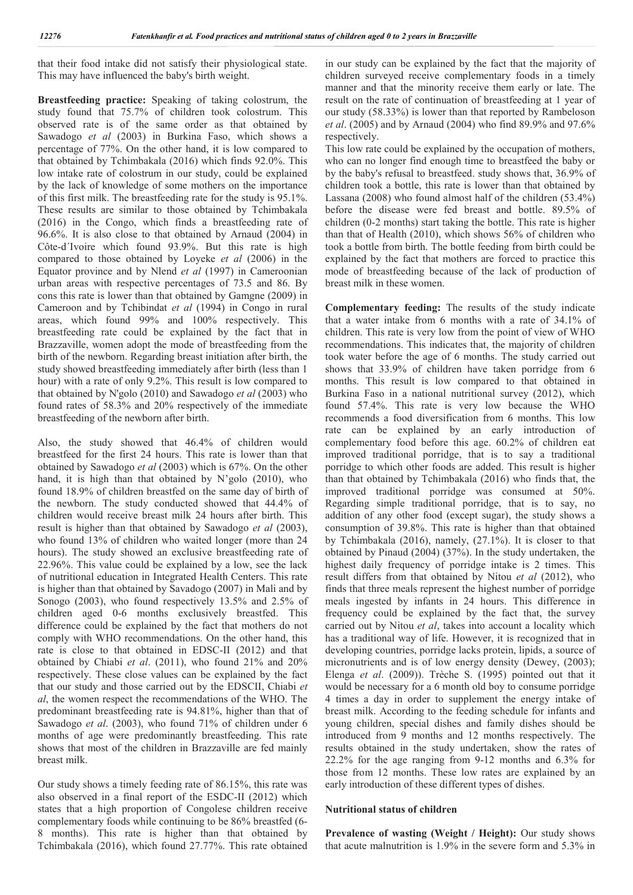that their food intake did not satisfy their physiological state. This may have influenced the baby's birth weight.

**Breastfeeding practice:** Speaking of taking colostrum, the study found that 75.7% of children took colostrum. This observed rate is of the same order as that obtained by Sawadogo *et al* (2003) in Burkina Faso, which shows a percentage of 77%. On the other hand, it is low compared to that obtained by Tchimbakala (2016) which finds 92.0%. This low intake rate of colostrum in our study, could be explained by the lack of knowledge of some mothers on the importance of this first milk. The breastfeeding rate for the study is 95.1%. These results are similar to those obtained by Tchimbakala (2016) in the Congo, which finds a breastfeeding rate of 96.6%. It is also close to that obtained by Arnaud (2004) in Côte-d´Ivoire which found 93.9%. But this rate is high compared to those obtained by Loyeke *et al* (2006) in the Equator province and by Nlend *et al* (1997) in Cameroonian urban areas with respective percentages of 73.5 and 86. By cons this rate is lower than that obtained by Gamgne (2009) in Cameroon and by Tchibindat *et al* (1994) in Congo in rural areas, which found 99% and 100% respectively. This breastfeeding rate could be explained by the fact that in Brazzaville, women adopt the mode of breastfeeding from the birth of the newborn. Regarding breast initiation after birth, the study showed breastfeeding immediately after birth (less than 1 hour) with a rate of only 9.2%. This result is low compared to that obtained by N'golo (2010) and Sawadogo *et al* (2003) who found rates of 58.3% and 20% respectively of the immediate breastfeeding of the newborn after birth.

Also, the study showed that 46.4% of children would breastfeed for the first 24 hours. This rate is lower than that obtained by Sawadogo *et al* (2003) which is 67%. On the other hand, it is high than that obtained by N'golo (2010), who found 18.9% of children breastfed on the same day of birth of the newborn. The study conducted showed that 44.4% of children would receive breast milk 24 hours after birth. This result is higher than that obtained by Sawadogo *et al* (2003), who found 13% of children who waited longer (more than 24 hours). The study showed an exclusive breastfeeding rate of 22.96%. This value could be explained by a low, see the lack of nutritional education in Integrated Health Centers. This rate is higher than that obtained by Savadogo (2007) in Mali and by Sonogo (2003), who found respectively 13.5% and 2.5% of children aged 0-6 months exclusively breastfed. This difference could be explained by the fact that mothers do not comply with WHO recommendations. On the other hand, this rate is close to that obtained in EDSC-II (2012) and that obtained by Chiabi *et al*. (2011), who found 21% and 20% respectively. These close values can be explained by the fact that our study and those carried out by the EDSCII, Chiabi *et al*, the women respect the recommendations of the WHO. The predominant breastfeeding rate is 94.81%, higher than that of Sawadogo *et al*. (2003), who found 71% of children under 6 months of age were predominantly breastfeeding. This rate shows that most of the children in Brazzaville are fed mainly breast milk.

Our study shows a timely feeding rate of 86.15%, this rate was also observed in a final report of the ESDC-II (2012) which states that a high proportion of Congolese children receive complementary foods while continuing to be 86% breastfed (6-8 months). This rate is higher than that obtained by Tchimbakala (2016), which found 27.77%. This rate obtained in our study can be explained by the fact that the majority of children surveyed receive complementary foods in a timely manner and that the minority receive them early or late. The result on the rate of continuation of breastfeeding at 1 year of our study (58.33%) is lower than that reported by Rambeloson *et al*. (2005) and by Arnaud (2004) who find 89.9% and 97.6% respectively.

This low rate could be explained by the occupation of mothers, who can no longer find enough time to breastfeed the baby or by the baby's refusal to breastfeed. study shows that, 36.9% of children took a bottle, this rate is lower than that obtained by Lassana (2008) who found almost half of the children (53.4%) before the disease were fed breast and bottle. 89.5% of children (0-2 months) start taking the bottle. This rate is higher than that of Health (2010), which shows 56% of children who took a bottle from birth. The bottle feeding from birth could be explained by the fact that mothers are forced to practice this mode of breastfeeding because of the lack of production of breast milk in these women.

**Complementary feeding:** The results of the study indicate that a water intake from 6 months with a rate of 34.1% of children. This rate is very low from the point of view of WHO recommendations. This indicates that, the majority of children took water before the age of 6 months. The study carried out shows that 33.9% of children have taken porridge from 6 months. This result is low compared to that obtained in Burkina Faso in a national nutritional survey (2012), which found 57.4%. This rate is very low because the WHO recommends a food diversification from 6 months. This low rate can be explained by an early introduction of complementary food before this age. 60.2% of children eat improved traditional porridge, that is to say a traditional porridge to which other foods are added. This result is higher than that obtained by Tchimbakala (2016) who finds that, the improved traditional porridge was consumed at 50%. Regarding simple traditional porridge, that is to say, no addition of any other food (except sugar), the study shows a consumption of 39.8%. This rate is higher than that obtained by Tchimbakala (2016), namely, (27.1%). It is closer to that obtained by Pinaud (2004) (37%). In the study undertaken, the highest daily frequency of porridge intake is 2 times. This result differs from that obtained by Nitou *et al* (2012), who finds that three meals represent the highest number of porridge meals ingested by infants in 24 hours. This difference in frequency could be explained by the fact that, the survey carried out by Nitou *et al*, takes into account a locality which has a traditional way of life. However, it is recognized that in developing countries, porridge lacks protein, lipids, a source of micronutrients and is of low energy density (Dewey, (2003); Elenga *et al*. (2009)). Trèche S. (1995) pointed out that it would be necessary for a 6 month old boy to consume porridge 4 times a day in order to supplement the energy intake of breast milk. According to the feeding schedule for infants and young children, special dishes and family dishes should be introduced from 9 months and 12 months respectively. The results obtained in the study undertaken, show the rates of 22.2% for the age ranging from 9-12 months and 6.3% for those from 12 months. These low rates are explained by an early introduction of these different types of dishes.

### Nutritional status of children

**Prevalence of wasting (Weight / Height):** Our study shows that acute malnutrition is 1.9% in the severe form and 5.3% in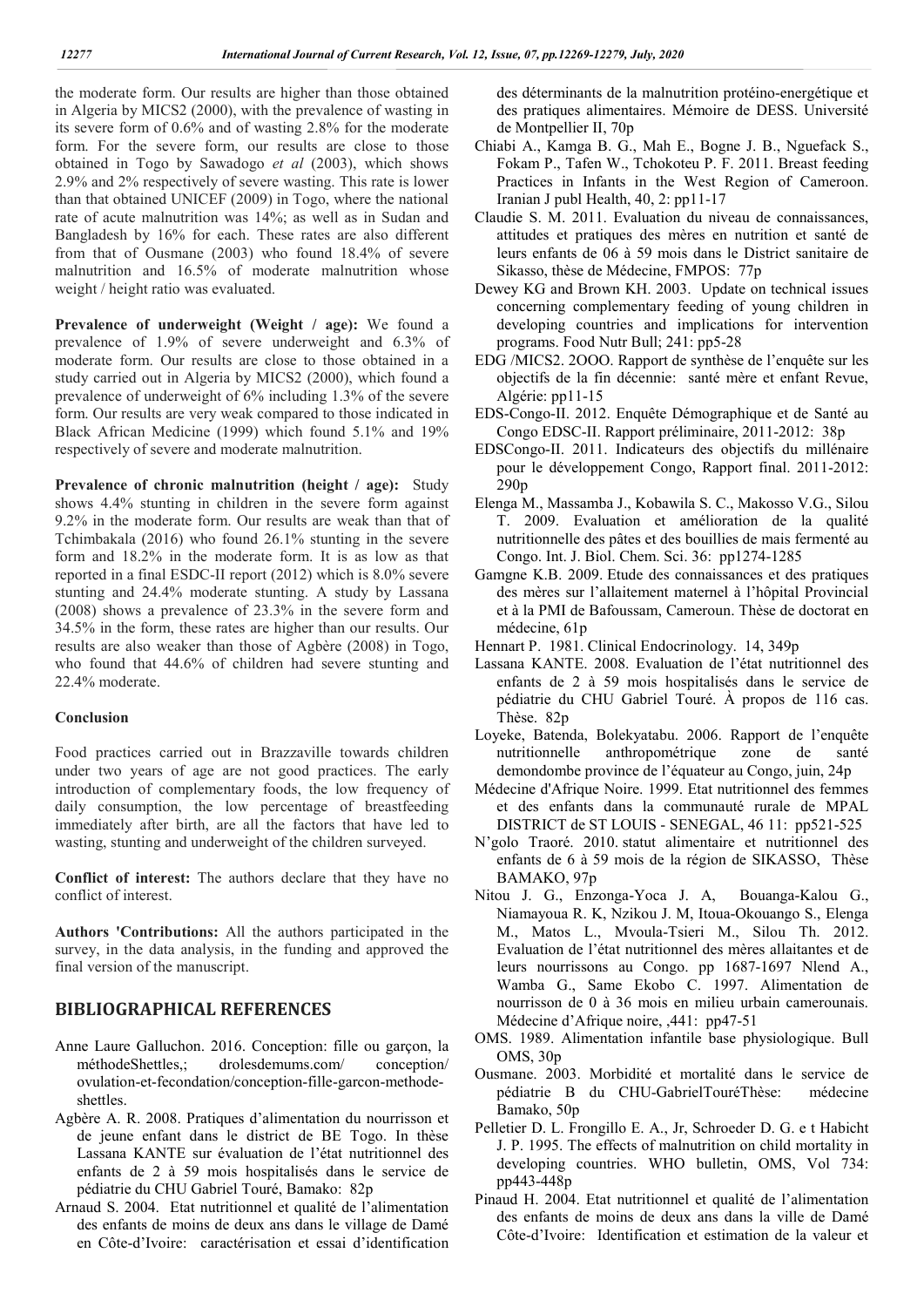the moderate form. Our results are higher than those obtained in Algeria by MICS2 (2000), with the prevalence of wasting in its severe form of 0.6% and of wasting 2.8% for the moderate form. For the severe form, our results are close to those obtained in Togo by Sawadogo *et al* (2003), which shows 2.9% and 2% respectively of severe wasting. This rate is lower than that obtained UNICEF (2009) in Togo, where the national rate of acute malnutrition was 14%; as well as in Sudan and Bangladesh by 16% for each. These rates are also different from that of Ousmane (2003) who found 18.4% of severe malnutrition and 16.5% of moderate malnutrition whose weight / height ratio was evaluated.

**Prevalence of underweight (Weight / age):** We found a prevalence of 1.9% of severe underweight and 6.3% of moderate form. Our results are close to those obtained in a study carried out in Algeria by MICS2 (2000), which found a prevalence of underweight of 6% including 1.3% of the severe form. Our results are very weak compared to those indicated in Black African Medicine (1999) which found 5.1% and 19% respectively of severe and moderate malnutrition.

**Prevalence of chronic malnutrition (height / age):** Study shows 4.4% stunting in children in the severe form against 9.2% in the moderate form. Our results are weak than that of Tchimbakala (2016) who found 26.1% stunting in the severe form and 18.2% in the moderate form. It is as low as that reported in a final ESDC-II report (2012) which is 8.0% severe stunting and 24.4% moderate stunting. A study by Lassana (2008) shows a prevalence of 23.3% in the severe form and 34.5% in the form, these rates are higher than our results. Our results are also weaker than those of Agbère (2008) in Togo, who found that 44.6% of children had severe stunting and 22.4% moderate.

### Conclusion

Food practices carried out in Brazzaville towards children under two years of age are not good practices. The early introduction of complementary foods, the low frequency of daily consumption, the low percentage of breastfeeding immediately after birth, are all the factors that have led to wasting, stunting and underweight of the children surveyed.

**Conflict of interest:** The authors declare that they have no conflict of interest.

**Authors 'Contributions:** All the authors participated in the survey, in the data analysis, in the funding and approved the final version of the manuscript.

## BIBLIOGRAPHICAL REFERENCES

Anne Laure Galluchon. 2016. Conception: fille ou garçon, la méthodeShettles,; drolesdemums.com/ conception/ ovulation-et-fecondation/conception-fille-garcon-methode-shettles.

Agbère A. R. 2008. Pratiques d'alimentation du nourrisson et de jeune enfant dans le district de BE Togo. In thèse Lassana KANTE sur évaluation de l'état nutritionnel des enfants de 2 à 59 mois hospitalisés dans le service de pédiatrie du CHU Gabriel Touré, Bamako: 82p

Arnaud S. 2004. Etat nutritionnel et qualité de l'alimentation des enfants de moins de deux ans dans le village de Damé en Côte-d'Ivoire: caractérisation et essai d'identification des déterminants de la malnutrition protéino-energétique et des pratiques alimentaires. Mémoire de DESS. Université de Montpellier II, 70p

Chiabi A., Kamga B. G., Mah E., Bogne J. B., Nguefack S., Fokam P., Tafen W., Tchokoteu P. F. 2011. Breast feeding Practices in Infants in the West Region of Cameroon. Iranian J publ Health, 40, 2: pp11-17

Claudie S. M. 2011. Evaluation du niveau de connaissances, attitudes et pratiques des mères en nutrition et santé de leurs enfants de 06 à 59 mois dans le District sanitaire de Sikasso, thèse de Médecine, FMPOS: 77p

Dewey KG and Brown KH. 2003. Update on technical issues concerning complementary feeding of young children in developing countries and implications for intervention programs. Food Nutr Bull; 241: pp5-28

EDG /MICS2. 2OOO. Rapport de synthèse de l'enquête sur les objectifs de la fin décennie: santé mère et enfant Revue, Algérie: pp11-15

EDS-Congo-II. 2012. Enquête Démographique et de Santé au Congo EDSC-II. Rapport préliminaire, 2011-2012: 38p

EDSCongo-II. 2011. Indicateurs des objectifs du millénaire pour le développement Congo, Rapport final. 2011-2012: 290p

Elenga M., Massamba J., Kobawila S. C., Makosso V.G., Silou T. 2009. Evaluation et amélioration de la qualité nutritionnelle des pâtes et des bouillies de mais fermenté au Congo. Int. J. Biol. Chem. Sci. 36: pp1274-1285

Gamgne K.B. 2009. Etude des connaissances et des pratiques des mères sur l'allaitement maternel à l'hôpital Provincial et à la PMI de Bafoussam, Cameroun. Thèse de doctorat en médecine, 61p

Hennart P. 1981. Clinical Endocrinology. 14, 349p

Lassana KANTE. 2008. Evaluation de l'état nutritionnel des enfants de 2 à 59 mois hospitalisés dans le service de pédiatrie du CHU Gabriel Touré. À propos de 116 cas. Thèse. 82p

Loyeke, Batenda, Bolekyatabu. 2006. Rapport de l'enquête nutritionnelle anthropométrique zone de santé demondombe province de l'équateur au Congo, juin, 24p

Médecine d'Afrique Noire. 1999. Etat nutritionnel des femmes et des enfants dans la communauté rurale de MPAL DISTRICT de ST LOUIS - SENEGAL, 46 11: pp521-525

N'golo Traoré. 2010. statut alimentaire et nutritionnel des enfants de 6 à 59 mois de la région de SIKASSO, Thèse BAMAKO, 97p

Nitou J. G., Enzonga-Yoca J. A, Bouanga-Kalou G., Niamayoua R. K, Nzikou J. M, Itoua-Okouango S., Elenga M., Matos L., Mvoula-Tsieri M., Silou Th. 2012. Evaluation de l'état nutritionnel des mères allaitantes et de leurs nourrissons au Congo. pp 1687-1697 Nlend A., Wamba G., Same Ekobo C. 1997. Alimentation de nourrisson de 0 à 36 mois en milieu urbain camerounais. Médecine d'Afrique noire, ,441: pp47-51

OMS. 1989. Alimentation infantile base physiologique. Bull OMS, 30p

Ousmane. 2003. Morbidité et mortalité dans le service de pédiatrie B du CHU-GabrielTouréThèse: médecine Bamako, 50p

Pelletier D. L. Frongillo E. A., Jr, Schroeder D. G. e t Habicht J. P. 1995. The effects of malnutrition on child mortality in developing countries. WHO bulletin, OMS, Vol 734: pp443-448p

Pinaud H. 2004. Etat nutritionnel et qualité de l'alimentation des enfants de moins de deux ans dans la ville de Damé Côte-d'Ivoire: Identification et estimation de la valeur et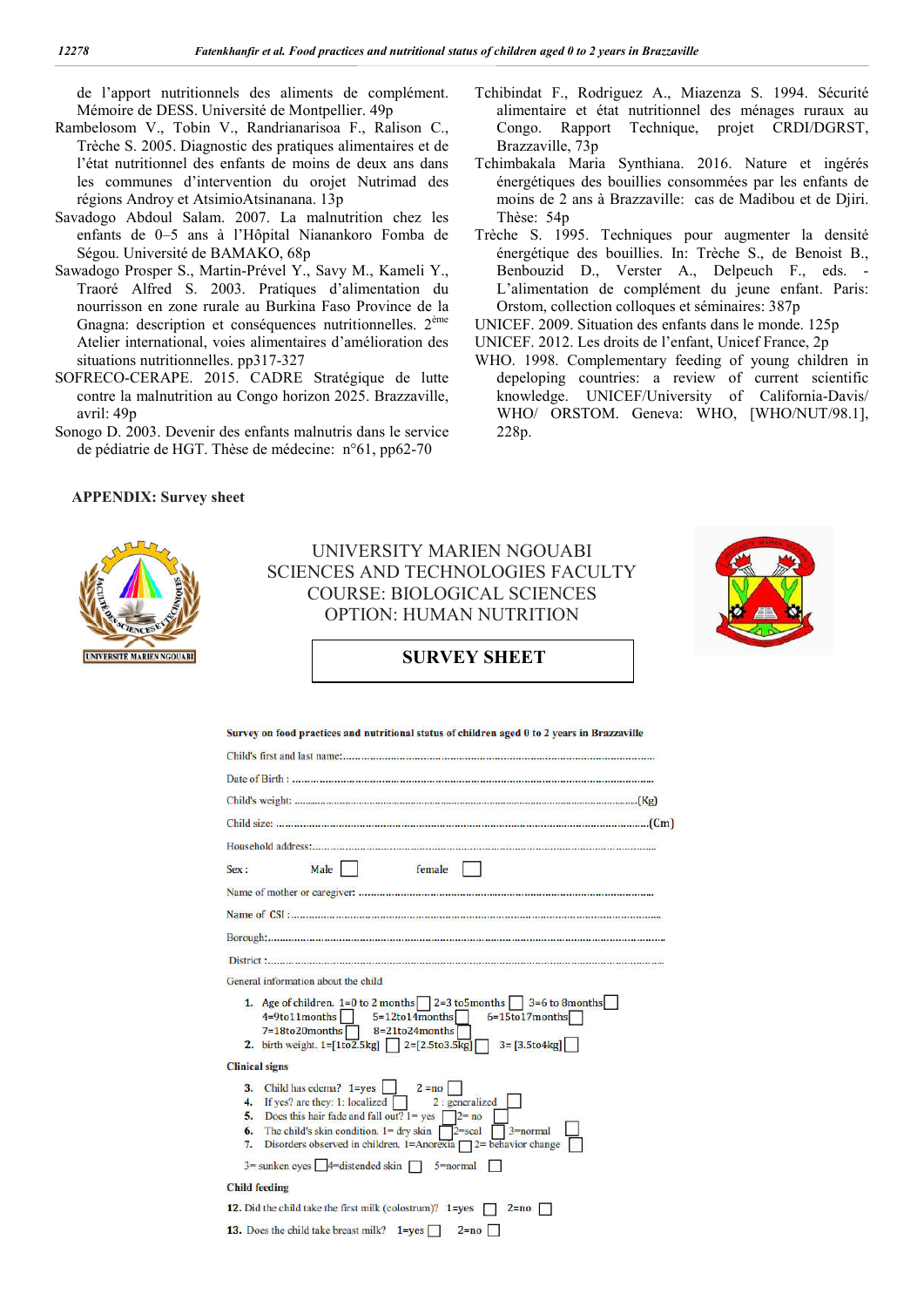de l'apport nutritionnels des aliments de complément. Mémoire de DESS. Université de Montpellier. 49p

Rambelosom V., Tobin V., Randrianarisoa F., Ralison C., Trèche S. 2005. Diagnostic des pratiques alimentaires et de l'état nutritionnel des enfants de moins de deux ans dans les communes d'intervention du orojet Nutrimad des régions Androy et AtsimioAtsinanana. 13p

Savadogo Abdoul Salam. 2007. La malnutrition chez les enfants de 0–5 ans à l'Hôpital Nianankoro Fomba de Ségou. Université de BAMAKO, 68p

Sawadogo Prosper S., Martin-Prével Y., Savy M., Kameli Y., Traoré Alfred S. 2003. Pratiques d'alimentation du nourrisson en zone rurale au Burkina Faso Province de la Gnagna: description et conséquences nutritionnelles. 2ème Atelier international, voies alimentaires d'amélioration des situations nutritionnelles. pp317-327

SOFRECO-CERAPE. 2015. CADRE Stratégique de lutte contre la malnutrition au Congo horizon 2025. Brazzaville, avril: 49p

Sonogo D. 2003. Devenir des enfants malnutris dans le service de pédiatrie de HGT. Thèse de médecine: n°61, pp62-70

Tchibindat F., Rodriguez A., Miazenza S. 1994. Sécurité alimentaire et état nutritionnel des ménages ruraux au Congo. Rapport Technique, projet CRDI/DGRST, Brazzaville, 73p

Tchimbakala Maria Synthiana. 2016. Nature et ingérés énergétiques des bouillies consommées par les enfants de moins de 2 ans à Brazzaville: cas de Madibou et de Djiri. Thèse: 54p

Trèche S. 1995. Techniques pour augmenter la densité énergétique des bouillies. In: Trèche S., de Benoist B., Benbouzid D., Verster A., Delpeuch F., eds. - L'alimentation de complément du jeune enfant. Paris: Orstom, collection colloques et séminaires: 387p

UNICEF. 2009. Situation des enfants dans le monde. 125p

UNICEF. 2012. Les droits de l'enfant, Unicef France, 2p

WHO. 1998. Complementary feeding of young children in depeloping countries: a review of current scientific knowledge. UNICEF/University of California-Davis/ WHO/ ORSTOM. Geneva: WHO, [WHO/NUT/98.1], 228p.

## APPENDIX: Survey sheet

UNIVERSITY MARIEN NGOUABI
SCIENCES AND TECHNOLOGIES FACULTY
COURSE: BIOLOGICAL SCIENCES
OPTION: HUMAN NUTRITION

### SURVEY SHEET

**Survey on food practices and nutritional status of children aged 0 to 2 years in Brazzaville**

Child's first and last name:.......................................................

Date of Birth : .......................................................

Child's weight: .......................................................(Kg)

Child size: .......................................................(Cm)

Household address:.......................................................

Sex : Male ☐ female ☐

Name of mother or caregiver: .......................................................

Name of CSI : .......................................................

Borough:.......................................................

District :.......................................................

General information about the child

1. Age of children. 1=0 to 2 months ☐ 2=3 to5months ☐ 3=6 to 8months ☐ 4=9to11months ☐ 5=12to14months ☐ 6=15to17months ☐ 7=18to20months ☐ 8=21to24months ☐
2. birth weight. 1=[1to2.5kg] ☐ 2=[2.5to3.5kg] ☐ 3= [3.5to4kg] ☐

**Clinical signs**

3. Child has edema? 1=yes ☐ 2 =no ☐
4. If yes? are they: 1: localized ☐ 2 : generalized ☐
5. Does this hair fade and fall out? 1= yes ☐ 2= no ☐
6. The child's skin condition. 1= dry skin ☐ 2=scal ☐ 3=normal ☐
7. Disorders observed in children. 1=Anorexia ☐ 2= behavior change ☐ 3= sunken eyes ☐ 4=distended skin ☐ 5=normal ☐

**Child feeding**

12. Did the child take the first milk (colostrum)? 1=yes ☐ 2=no ☐

13. Does the child take breast milk? 1=yes ☐ 2=no ☐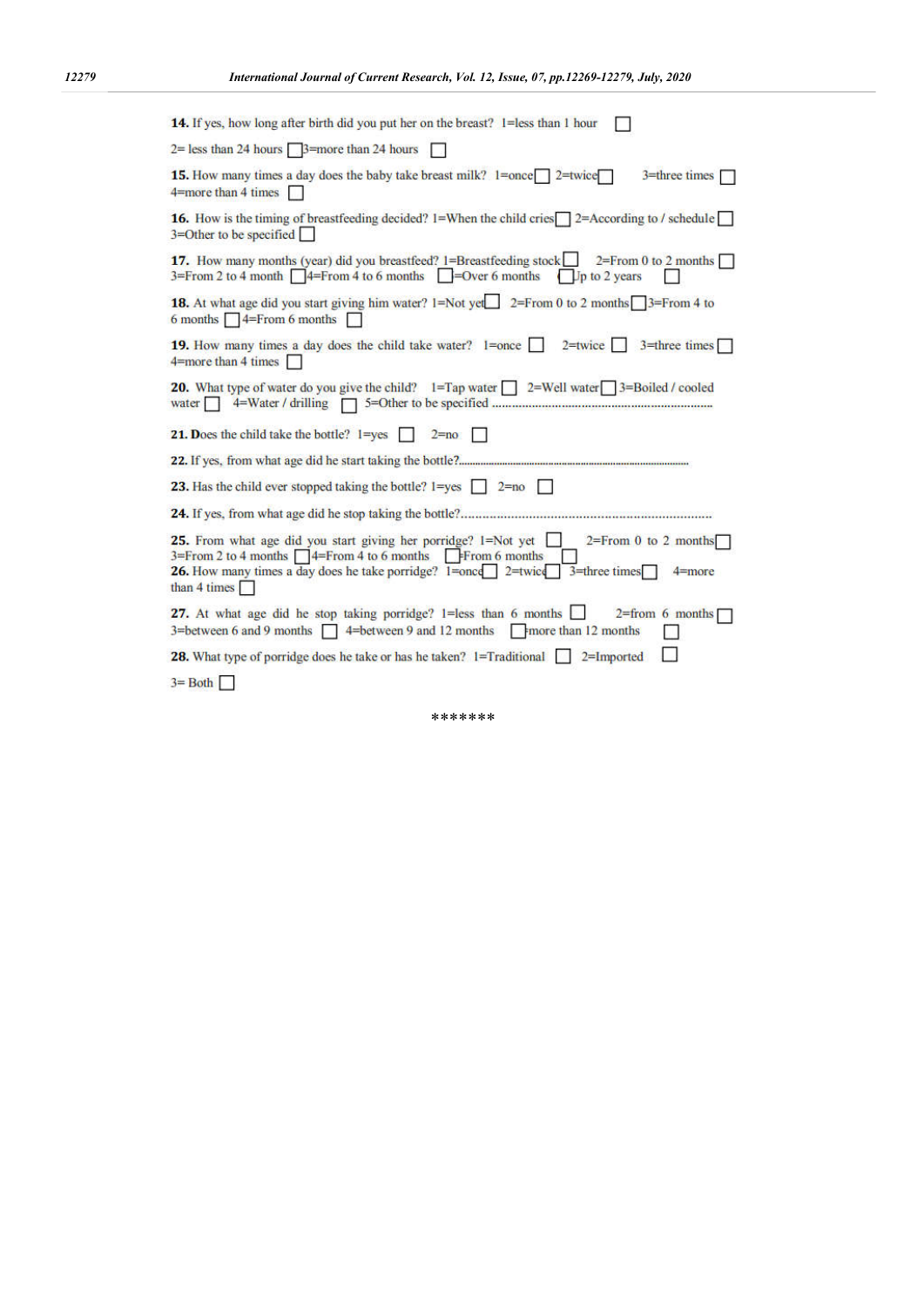**14.** If yes, how long after birth did you put her on the breast? 1=less than 1 hour ☐

2= less than 24 hours ☐3=more than 24 hours ☐

**15.** How many times a day does the baby take breast milk? 1=once☐ 2=twice☐ 3=three times ☐ 4=more than 4 times ☐

**16.** How is the timing of breastfeeding decided? 1=When the child cries☐ 2=According to / schedule☐ 3=Other to be specified ☐

**17.** How many months (year) did you breastfeed? 1=Breastfeeding stock☐ 2=From 0 to 2 months ☐ 3=From 2 to 4 month ☐4=From 4 to 6 months ☐=Over 6 months ☐Up to 2 years ☐

**18.** At what age did you start giving him water? 1=Not yet☐ 2=From 0 to 2 months☐3=From 4 to 6 months ☐4=From 6 months ☐

**19.** How many times a day does the child take water? 1=once ☐ 2=twice ☐ 3=three times☐ 4=more than 4 times ☐

**20.** What type of water do you give the child? 1=Tap water ☐ 2=Well water☐ 3=Boiled / cooled water ☐ 4=Water / drilling ☐ 5=Other to be specified ...........................................................................

**21.** Does the child take the bottle? 1=yes ☐ 2=no ☐

**22.** If yes, from what age did he start taking the bottle?..........................................................................

**23.** Has the child ever stopped taking the bottle? 1=yes ☐ 2=no ☐

**24.** If yes, from what age did he stop taking the bottle?.....................................................................

**25.** From what age did you start giving her porridge? 1=Not yet ☐ 2=From 0 to 2 months☐ 3=From 2 to 4 months ☐4=From 4 to 6 months ☐From 6 months ☐
**26.** How many times a day does he take porridge? 1=once☐ 2=twice☐ 3=three times☐ 4=more than 4 times ☐

**27.** At what age did he stop taking porridge? 1=less than 6 months ☐ 2=from 6 months ☐ 3=between 6 and 9 months ☐ 4=between 9 and 12 months ☐more than 12 months ☐

**28.** What type of porridge does he take or has he taken? 1=Traditional ☐ 2=Imported ☐

3= Both ☐

\*\*\*\*\*\*\*